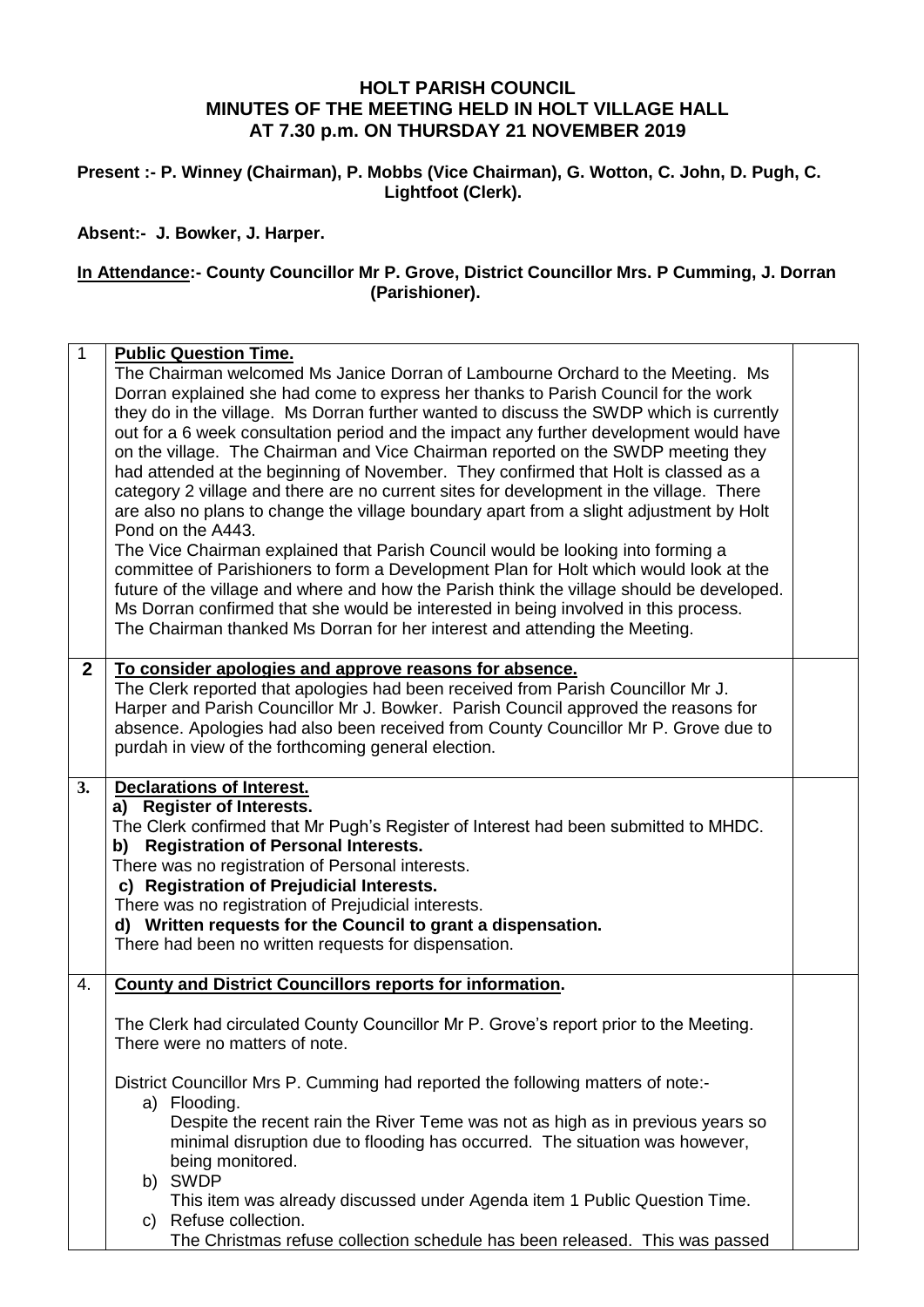# HOLT PARISH COUNCIL
## MINUTES OF THE MEETING HELD IN HOLT VILLAGE HALL
## AT 7.30 p.m. ON THURSDAY 21 NOVEMBER 2019

**Present :- P. Winney (Chairman), P. Mobbs (Vice Chairman), G. Wotton, C. John, D. Pugh, C. Lightfoot (Clerk).**

**Absent:- J. Bowker, J. Harper.**

**<u>In Attendance</u>:- County Councillor Mr P. Grove, District Councillor Mrs. P Cumming, J. Dorran (Parishioner).**

| | | |
|---|---|---|
| 1 | **<u>Public Question Time.</u>**<br>The Chairman welcomed Ms Janice Dorran of Lambourne Orchard to the Meeting. Ms Dorran explained she had come to express her thanks to Parish Council for the work they do in the village. Ms Dorran further wanted to discuss the SWDP which is currently out for a 6 week consultation period and the impact any further development would have on the village. The Chairman and Vice Chairman reported on the SWDP meeting they had attended at the beginning of November. They confirmed that Holt is classed as a category 2 village and there are no current sites for development in the village. There are also no plans to change the village boundary apart from a slight adjustment by Holt Pond on the A443.<br>The Vice Chairman explained that Parish Council would be looking into forming a committee of Parishioners to form a Development Plan for Holt which would look at the future of the village and where and how the Parish think the village should be developed. Ms Dorran confirmed that she would be interested in being involved in this process.<br>The Chairman thanked Ms Dorran for her interest and attending the Meeting. | |
| **2** | **<u>To consider apologies and approve reasons for absence.</u>**<br>The Clerk reported that apologies had been received from Parish Councillor Mr J. Harper and Parish Councillor Mr J. Bowker. Parish Council approved the reasons for absence. Apologies had also been received from County Councillor Mr P. Grove due to purdah in view of the forthcoming general election. | |
| **3.** | **<u>Declarations of Interest.</u>**<br>**a) Register of Interests.**<br>The Clerk confirmed that Mr Pugh's Register of Interest had been submitted to MHDC.<br>**b) Registration of Personal Interests.**<br>There was no registration of Personal interests.<br>**c) Registration of Prejudicial Interests.**<br>There was no registration of Prejudicial interests.<br>**d) Written requests for the Council to grant a dispensation.**<br>There had been no written requests for dispensation. | |
| 4. | **<u>County and District Councillors reports for information</u>.**<br><br>The Clerk had circulated County Councillor Mr P. Grove's report prior to the Meeting. There were no matters of note.<br><br>District Councillor Mrs P. Cumming had reported the following matters of note:-<br>a) Flooding.<br>Despite the recent rain the River Teme was not as high as in previous years so minimal disruption due to flooding has occurred. The situation was however, being monitored.<br>b) SWDP<br>This item was already discussed under Agenda item 1 Public Question Time.<br>c) Refuse collection.<br>The Christmas refuse collection schedule has been released. This was passed | |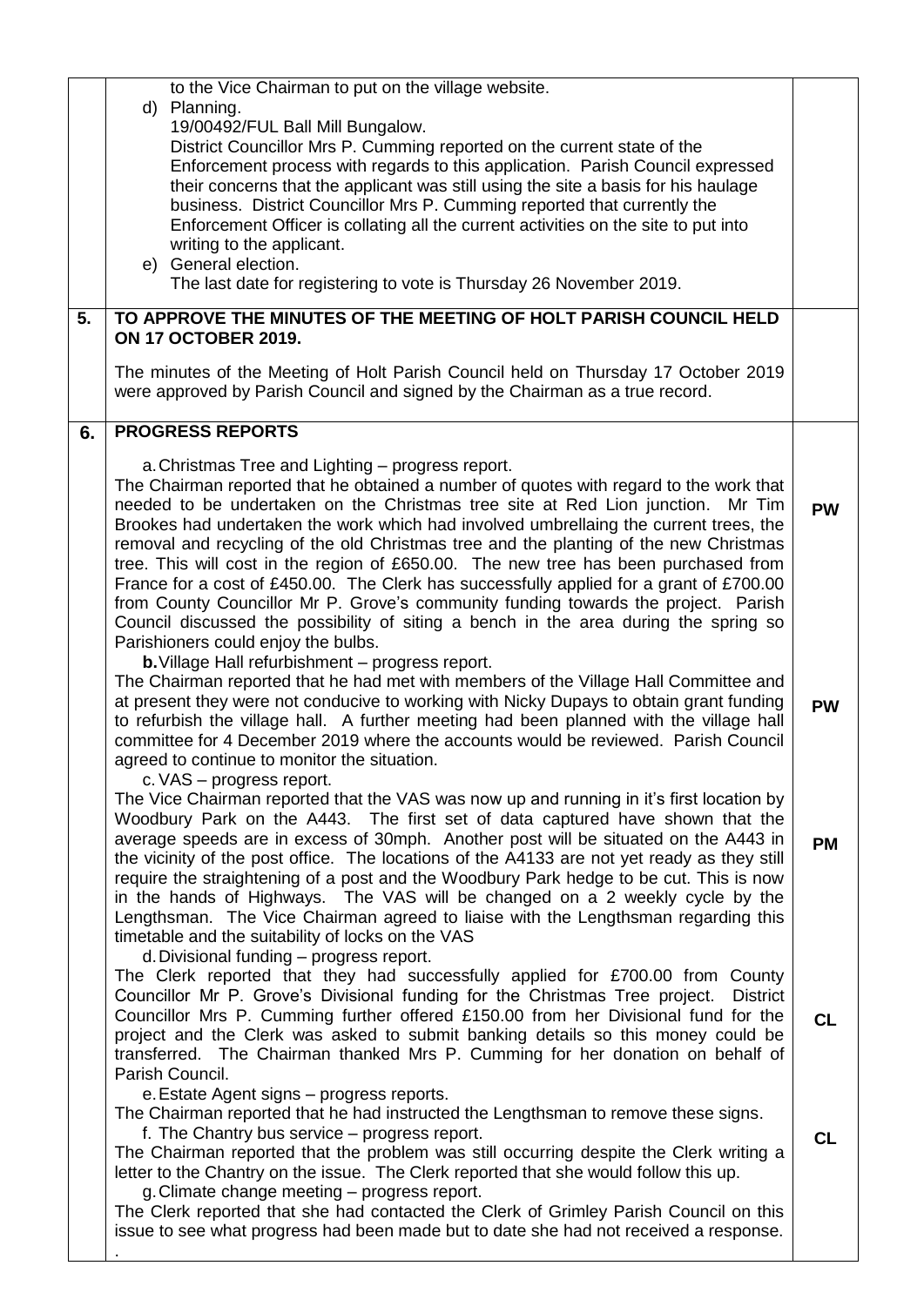| | | |
|---|---|---|
| | to the Vice Chairman to put on the village website.<br>d) Planning.<br>19/00492/FUL Ball Mill Bungalow.<br>District Councillor Mrs P. Cumming reported on the current state of the Enforcement process with regards to this application. Parish Council expressed their concerns that the applicant was still using the site a basis for his haulage business. District Councillor Mrs P. Cumming reported that currently the Enforcement Officer is collating all the current activities on the site to put into writing to the applicant.<br>e) General election.<br>The last date for registering to vote is Thursday 26 November 2019. | |
| **5.** | **TO APPROVE THE MINUTES OF THE MEETING OF HOLT PARISH COUNCIL HELD ON 17 OCTOBER 2019.**<br><br>The minutes of the Meeting of Holt Parish Council held on Thursday 17 October 2019 were approved by Parish Council and signed by the Chairman as a true record. | |
| **6.** | **PROGRESS REPORTS**<br><br>a. Christmas Tree and Lighting – progress report.<br>The Chairman reported that he obtained a number of quotes with regard to the work that needed to be undertaken on the Christmas tree site at Red Lion junction. Mr Tim Brookes had undertaken the work which had involved umbrellaing the current trees, the removal and recycling of the old Christmas tree and the planting of the new Christmas tree. This will cost in the region of £650.00. The new tree has been purchased from France for a cost of £450.00. The Clerk has successfully applied for a grant of £700.00 from County Councillor Mr P. Grove's community funding towards the project. Parish Council discussed the possibility of siting a bench in the area during the spring so Parishioners could enjoy the bulbs. | **PW** |
| | **b.** Village Hall refurbishment – progress report.<br>The Chairman reported that he had met with members of the Village Hall Committee and at present they were not conducive to working with Nicky Dupays to obtain grant funding to refurbish the village hall. A further meeting had been planned with the village hall committee for 4 December 2019 where the accounts would be reviewed. Parish Council agreed to continue to monitor the situation. | **PW** |
| | c. VAS – progress report.<br>The Vice Chairman reported that the VAS was now up and running in it's first location by Woodbury Park on the A443. The first set of data captured have shown that the average speeds are in excess of 30mph. Another post will be situated on the A443 in the vicinity of the post office. The locations of the A4133 are not yet ready as they still require the straightening of a post and the Woodbury Park hedge to be cut. This is now in the hands of Highways. The VAS will be changed on a 2 weekly cycle by the Lengthsman. The Vice Chairman agreed to liaise with the Lengthsman regarding this timetable and the suitability of locks on the VAS | **PM** |
| | d. Divisional funding – progress report.<br>The Clerk reported that they had successfully applied for £700.00 from County Councillor Mr P. Grove's Divisional funding for the Christmas Tree project. District Councillor Mrs P. Cumming further offered £150.00 from her Divisional fund for the project and the Clerk was asked to submit banking details so this money could be transferred. The Chairman thanked Mrs P. Cumming for her donation on behalf of Parish Council. | **CL** |
| | e. Estate Agent signs – progress reports.<br>The Chairman reported that he had instructed the Lengthsman to remove these signs.<br>f. The Chantry bus service – progress report.<br>The Chairman reported that the problem was still occurring despite the Clerk writing a letter to the Chantry on the issue. The Clerk reported that she would follow this up.<br>g. Climate change meeting – progress report.<br>The Clerk reported that she had contacted the Clerk of Grimley Parish Council on this issue to see what progress had been made but to date she had not received a response.<br>. | **CL** |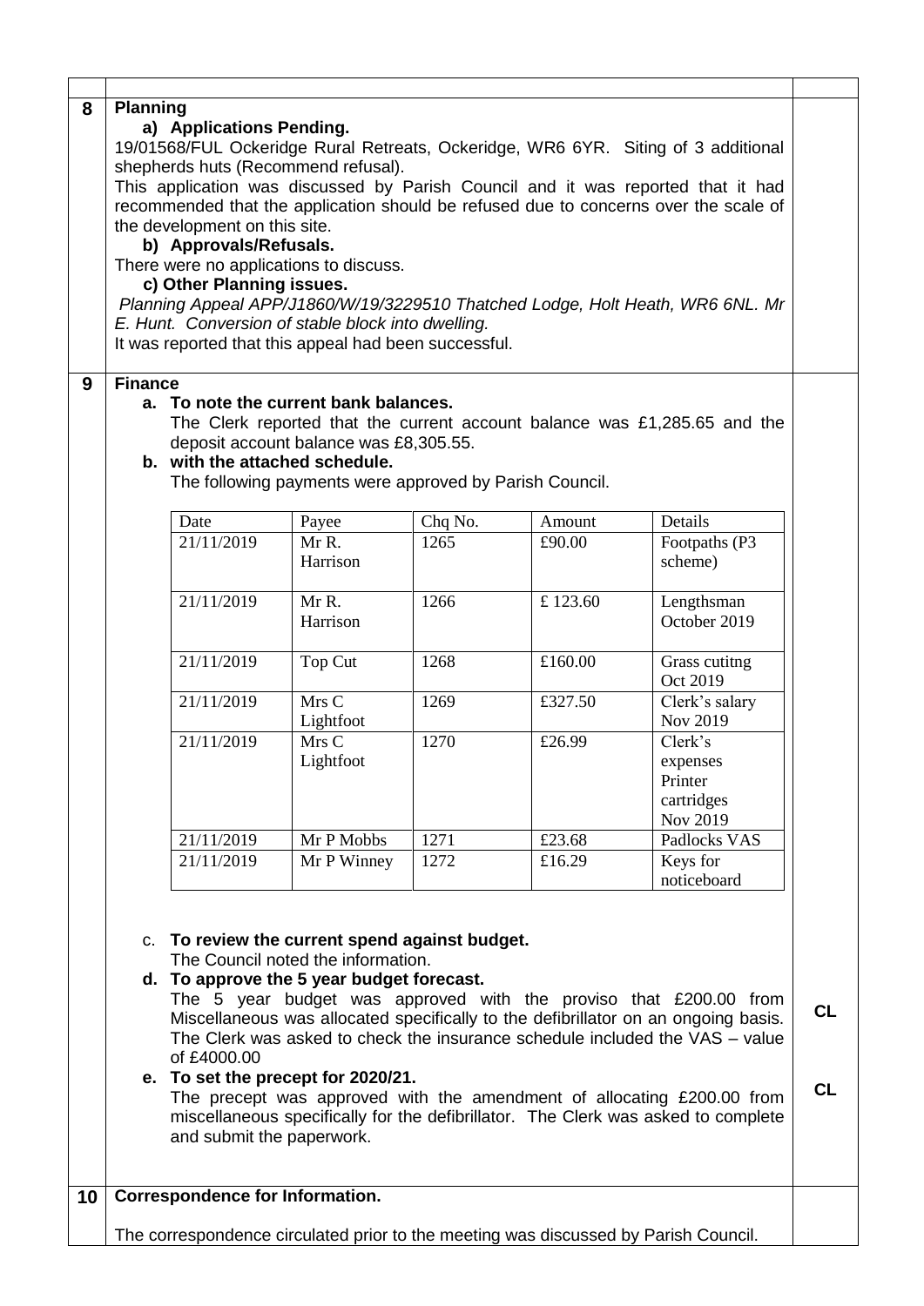**8 Planning**

**a) Applications Pending.**

19/01568/FUL Ockeridge Rural Retreats, Ockeridge, WR6 6YR. Siting of 3 additional shepherds huts (Recommend refusal).

This application was discussed by Parish Council and it was reported that it had recommended that the application should be refused due to concerns over the scale of the development on this site.

**b) Approvals/Refusals.**

There were no applications to discuss.

**c) Other Planning issues.**

*Planning Appeal APP/J1860/W/19/3229510 Thatched Lodge, Holt Heath, WR6 6NL. Mr E. Hunt. Conversion of stable block into dwelling.*

It was reported that this appeal had been successful.

**9 Finance**

**a. To note the current bank balances.**

The Clerk reported that the current account balance was £1,285.65 and the deposit account balance was £8,305.55.

**b. with the attached schedule.**

The following payments were approved by Parish Council.

| Date | Payee | Chq No. | Amount | Details |
|---|---|---|---|---|
| 21/11/2019 | Mr R. Harrison | 1265 | £90.00 | Footpaths (P3 scheme) |
| 21/11/2019 | Mr R. Harrison | 1266 | £ 123.60 | Lengthsman October 2019 |
| 21/11/2019 | Top Cut | 1268 | £160.00 | Grass cutitng Oct 2019 |
| 21/11/2019 | Mrs C Lightfoot | 1269 | £327.50 | Clerk's salary Nov 2019 |
| 21/11/2019 | Mrs C Lightfoot | 1270 | £26.99 | Clerk's expenses Printer cartridges Nov 2019 |
| 21/11/2019 | Mr P Mobbs | 1271 | £23.68 | Padlocks VAS |
| 21/11/2019 | Mr P Winney | 1272 | £16.29 | Keys for noticeboard |

c. **To review the current spend against budget.**

The Council noted the information.

**d. To approve the 5 year budget forecast.**

The 5 year budget was approved with the proviso that £200.00 from Miscellaneous was allocated specifically to the defibrillator on an ongoing basis. The Clerk was asked to check the insurance schedule included the VAS – value of £4000.00 **CL**

**e. To set the precept for 2020/21.**

The precept was approved with the amendment of allocating £200.00 from miscellaneous specifically for the defibrillator. The Clerk was asked to complete and submit the paperwork. **CL**

**10 Correspondence for Information.**

The correspondence circulated prior to the meeting was discussed by Parish Council.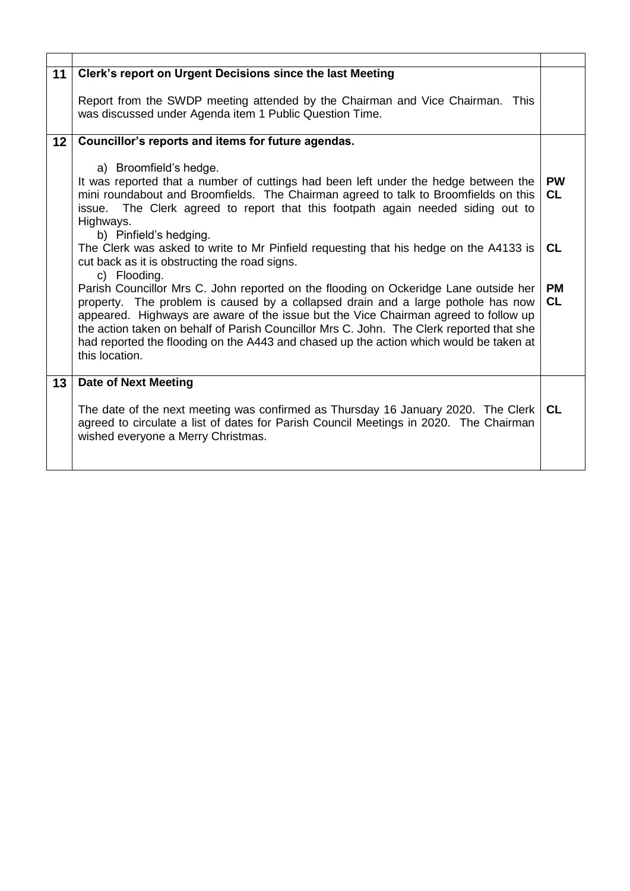| | | |
|---|---|---|
| 11 | **Clerk's report on Urgent Decisions since the last Meeting**<br><br>Report from the SWDP meeting attended by the Chairman and Vice Chairman. This was discussed under Agenda item 1 Public Question Time. | |
| 12 | **Councillor's reports and items for future agendas.**<br><br>a) Broomfield's hedge.<br>It was reported that a number of cuttings had been left under the hedge between the mini roundabout and Broomfields. The Chairman agreed to talk to Broomfields on this issue. The Clerk agreed to report that this footpath again needed siding out to Highways.<br>b) Pinfield's hedging.<br>The Clerk was asked to write to Mr Pinfield requesting that his hedge on the A4133 is cut back as it is obstructing the road signs.<br>c) Flooding.<br>Parish Councillor Mrs C. John reported on the flooding on Ockeridge Lane outside her property. The problem is caused by a collapsed drain and a large pothole has now appeared. Highways are aware of the issue but the Vice Chairman agreed to follow up the action taken on behalf of Parish Councillor Mrs C. John. The Clerk reported that she had reported the flooding on the A443 and chased up the action which would be taken at this location. | **PW**<br>**CL**<br><br>**CL**<br><br>**PM**<br>**CL** |
| 13 | **Date of Next Meeting**<br><br>The date of the next meeting was confirmed as Thursday 16 January 2020. The Clerk agreed to circulate a list of dates for Parish Council Meetings in 2020. The Chairman wished everyone a Merry Christmas. | **CL** |